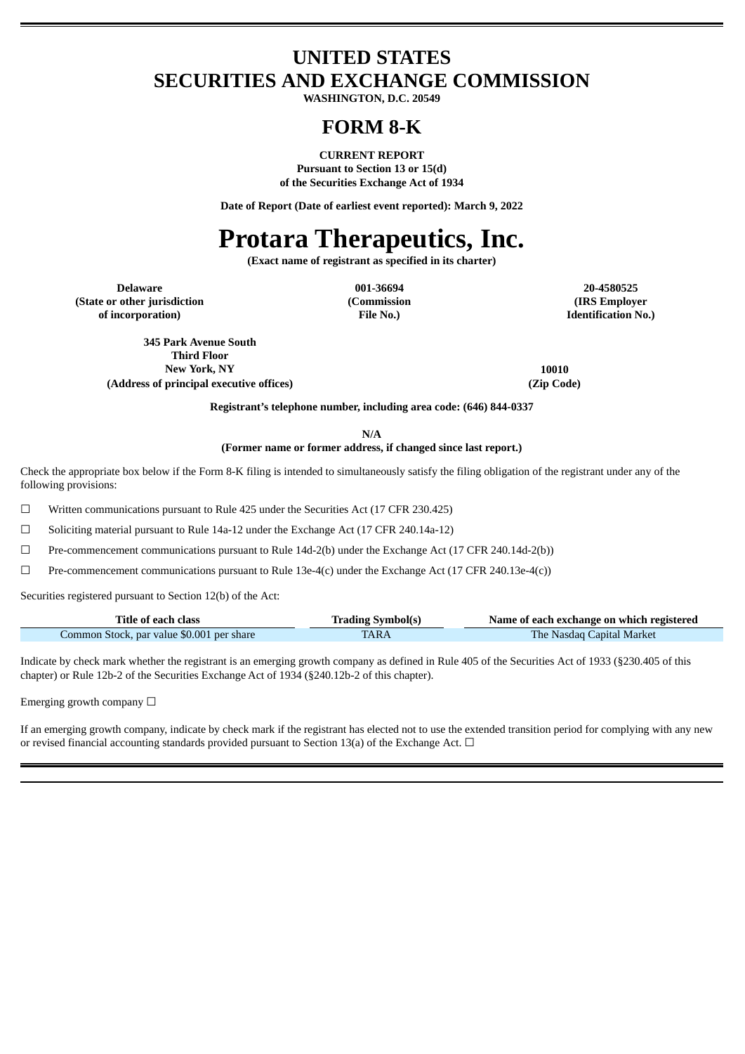# UNITED STATES
# SECURITIES AND EXCHANGE COMMISSION

**WASHINGTON, D.C. 20549**

# FORM 8-K

**CURRENT REPORT**
**Pursuant to Section 13 or 15(d)**
**of the Securities Exchange Act of 1934**

**Date of Report (Date of earliest event reported): March 9, 2022**

# Protara Therapeutics, Inc.

**(Exact name of registrant as specified in its charter)**

| Delaware | 001-36694 | 20-4580525 |
|---|---|---|
| (State or other jurisdiction of incorporation) | (Commission File No.) | (IRS Employer Identification No.) |

| 345 Park Avenue South<br>Third Floor<br>New York, NY | 10010 |
|---|---|
| (Address of principal executive offices) | (Zip Code) |

**Registrant's telephone number, including area code: (646) 844-0337**

**N/A**
**(Former name or former address, if changed since last report.)**

Check the appropriate box below if the Form 8-K filing is intended to simultaneously satisfy the filing obligation of the registrant under any of the following provisions:

☐ Written communications pursuant to Rule 425 under the Securities Act (17 CFR 230.425)

☐ Soliciting material pursuant to Rule 14a-12 under the Exchange Act (17 CFR 240.14a-12)

☐ Pre-commencement communications pursuant to Rule 14d-2(b) under the Exchange Act (17 CFR 240.14d-2(b))

☐ Pre-commencement communications pursuant to Rule 13e-4(c) under the Exchange Act (17 CFR 240.13e-4(c))

Securities registered pursuant to Section 12(b) of the Act:

| Title of each class | Trading Symbol(s) | Name of each exchange on which registered |
|---|---|---|
| Common Stock, par value $0.001 per share | TARA | The Nasdaq Capital Market |

Indicate by check mark whether the registrant is an emerging growth company as defined in Rule 405 of the Securities Act of 1933 (§230.405 of this chapter) or Rule 12b-2 of the Securities Exchange Act of 1934 (§240.12b-2 of this chapter).

Emerging growth company ☐

If an emerging growth company, indicate by check mark if the registrant has elected not to use the extended transition period for complying with any new or revised financial accounting standards provided pursuant to Section 13(a) of the Exchange Act. ☐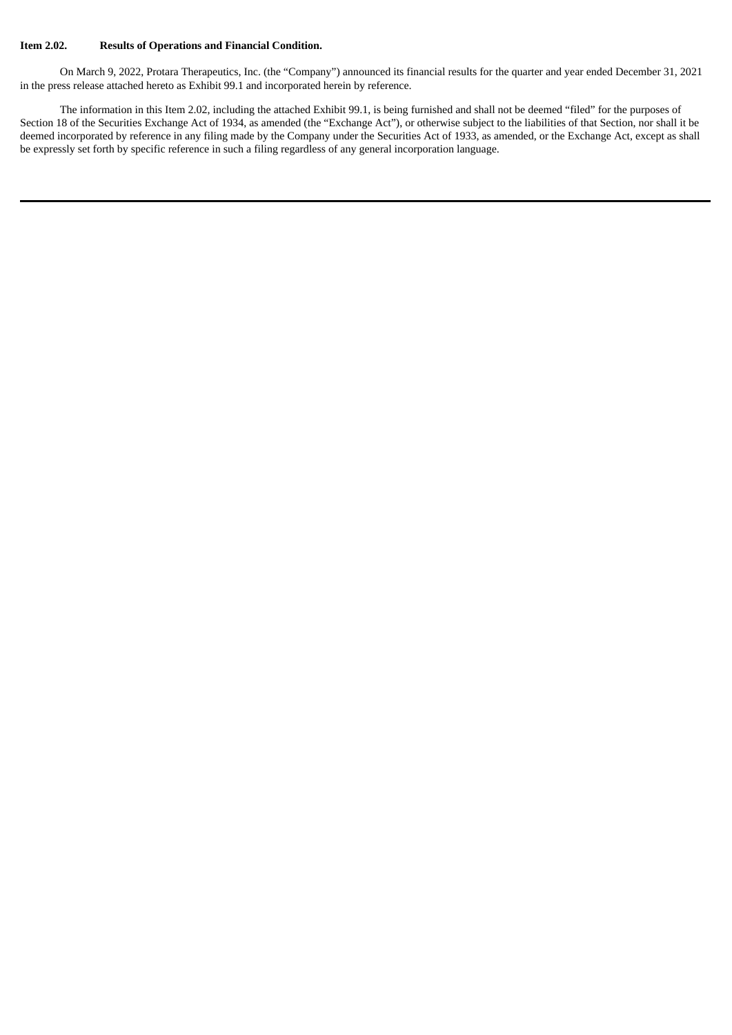**Item 2.02. Results of Operations and Financial Condition.**

On March 9, 2022, Protara Therapeutics, Inc. (the "Company") announced its financial results for the quarter and year ended December 31, 2021 in the press release attached hereto as Exhibit 99.1 and incorporated herein by reference.

The information in this Item 2.02, including the attached Exhibit 99.1, is being furnished and shall not be deemed "filed" for the purposes of Section 18 of the Securities Exchange Act of 1934, as amended (the "Exchange Act"), or otherwise subject to the liabilities of that Section, nor shall it be deemed incorporated by reference in any filing made by the Company under the Securities Act of 1933, as amended, or the Exchange Act, except as shall be expressly set forth by specific reference in such a filing regardless of any general incorporation language.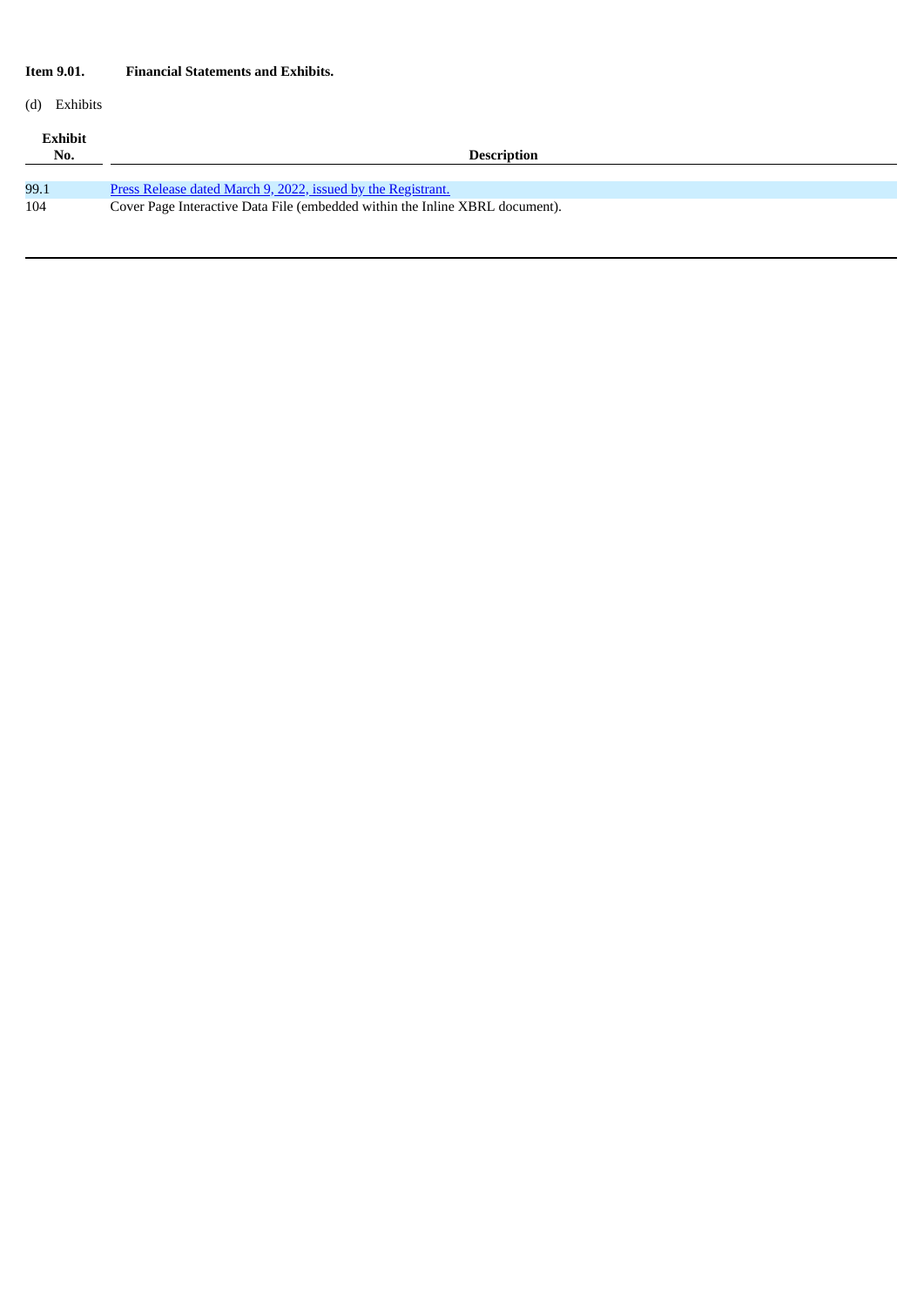**Item 9.01. Financial Statements and Exhibits.**

(d) Exhibits

| Exhibit No. | Description |
|---|---|
| 99.1 | Press Release dated March 9, 2022, issued by the Registrant. |
| 104 | Cover Page Interactive Data File (embedded within the Inline XBRL document). |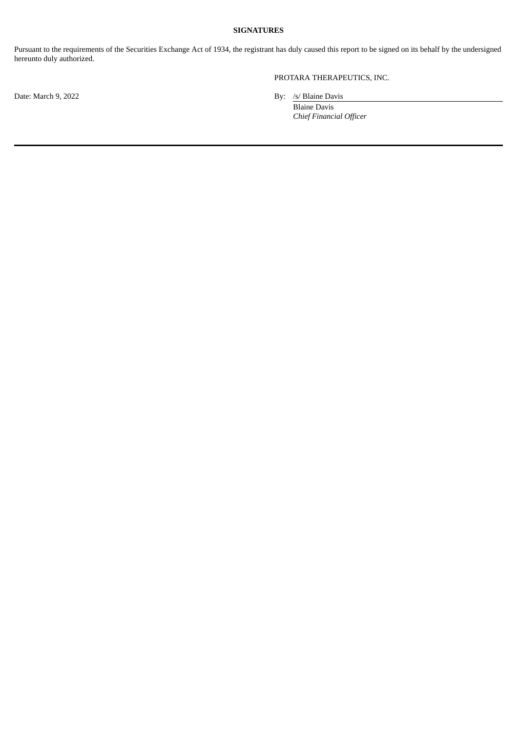**SIGNATURES**

Pursuant to the requirements of the Securities Exchange Act of 1934, the registrant has duly caused this report to be signed on its behalf by the undersigned hereunto duly authorized.

PROTARA THERAPEUTICS, INC.

Date: March 9, 2022

By: /s/ Blaine Davis

Blaine Davis

*Chief Financial Officer*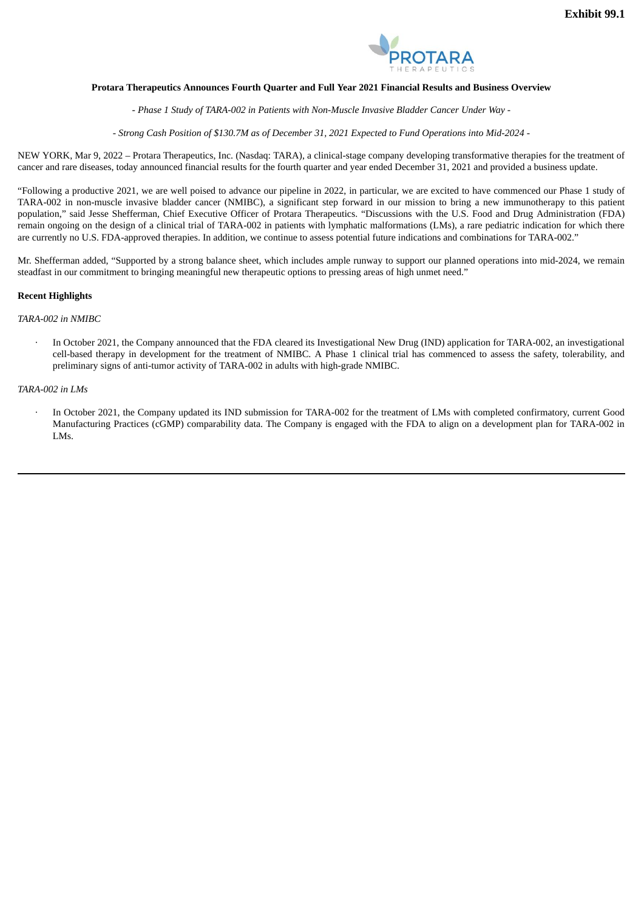**Exhibit 99.1**

**Protara Therapeutics Announces Fourth Quarter and Full Year 2021 Financial Results and Business Overview**

*- Phase 1 Study of TARA-002 in Patients with Non-Muscle Invasive Bladder Cancer Under Way -*

*- Strong Cash Position of $130.7M as of December 31, 2021 Expected to Fund Operations into Mid-2024 -*

NEW YORK, Mar 9, 2022 – Protara Therapeutics, Inc. (Nasdaq: TARA), a clinical-stage company developing transformative therapies for the treatment of cancer and rare diseases, today announced financial results for the fourth quarter and year ended December 31, 2021 and provided a business update.

"Following a productive 2021, we are well poised to advance our pipeline in 2022, in particular, we are excited to have commenced our Phase 1 study of TARA-002 in non-muscle invasive bladder cancer (NMIBC), a significant step forward in our mission to bring a new immunotherapy to this patient population," said Jesse Shefferman, Chief Executive Officer of Protara Therapeutics. "Discussions with the U.S. Food and Drug Administration (FDA) remain ongoing on the design of a clinical trial of TARA-002 in patients with lymphatic malformations (LMs), a rare pediatric indication for which there are currently no U.S. FDA-approved therapies. In addition, we continue to assess potential future indications and combinations for TARA-002."

Mr. Shefferman added, "Supported by a strong balance sheet, which includes ample runway to support our planned operations into mid-2024, we remain steadfast in our commitment to bringing meaningful new therapeutic options to pressing areas of high unmet need."

**Recent Highlights**

*TARA-002 in NMIBC*

- In October 2021, the Company announced that the FDA cleared its Investigational New Drug (IND) application for TARA-002, an investigational cell-based therapy in development for the treatment of NMIBC. A Phase 1 clinical trial has commenced to assess the safety, tolerability, and preliminary signs of anti-tumor activity of TARA-002 in adults with high-grade NMIBC.

*TARA-002 in LMs*

- In October 2021, the Company updated its IND submission for TARA-002 for the treatment of LMs with completed confirmatory, current Good Manufacturing Practices (cGMP) comparability data. The Company is engaged with the FDA to align on a development plan for TARA-002 in LMs.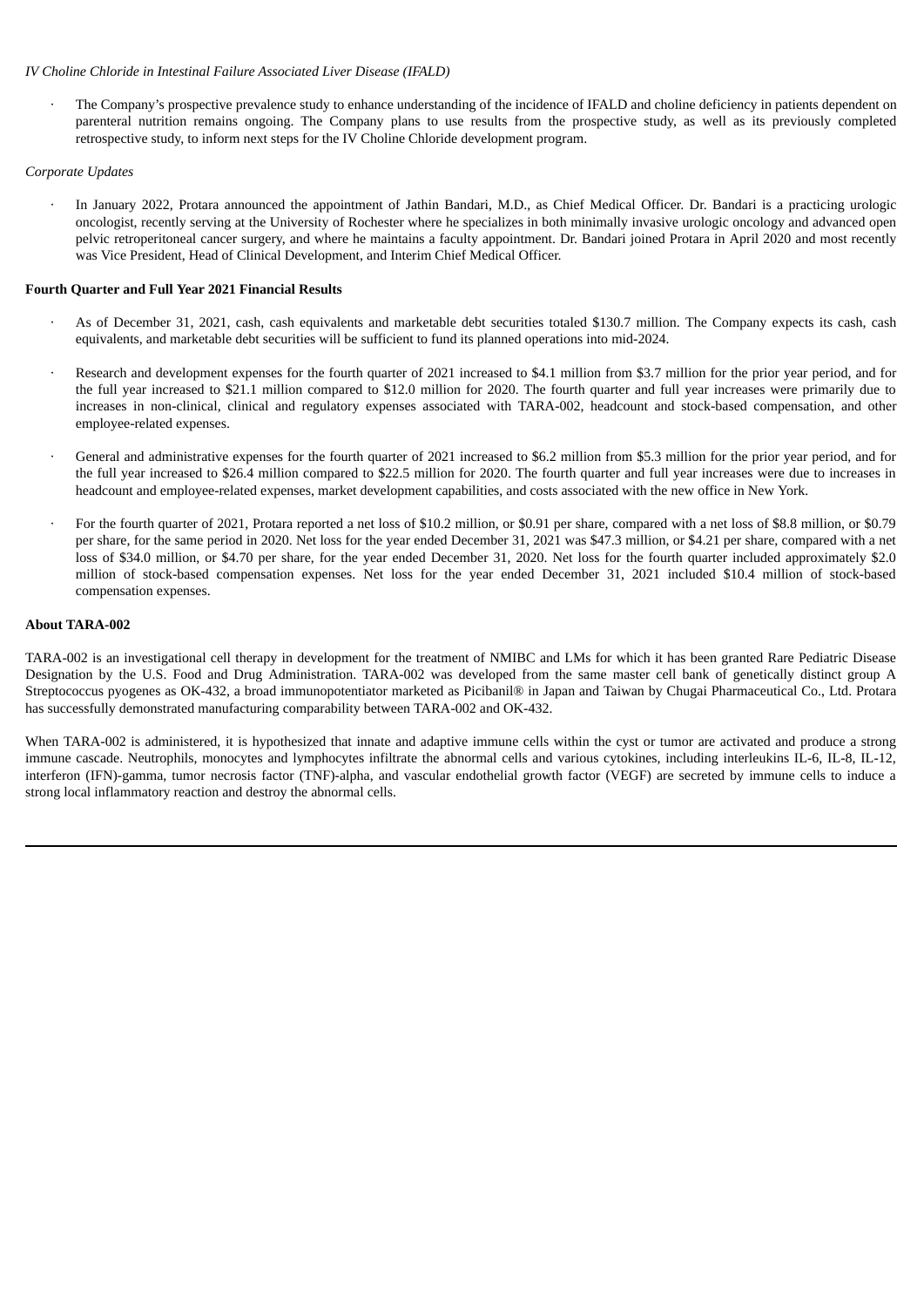*IV Choline Chloride in Intestinal Failure Associated Liver Disease (IFALD)*

- The Company's prospective prevalence study to enhance understanding of the incidence of IFALD and choline deficiency in patients dependent on parenteral nutrition remains ongoing. The Company plans to use results from the prospective study, as well as its previously completed retrospective study, to inform next steps for the IV Choline Chloride development program.

*Corporate Updates*

- In January 2022, Protara announced the appointment of Jathin Bandari, M.D., as Chief Medical Officer. Dr. Bandari is a practicing urologic oncologist, recently serving at the University of Rochester where he specializes in both minimally invasive urologic oncology and advanced open pelvic retroperitoneal cancer surgery, and where he maintains a faculty appointment. Dr. Bandari joined Protara in April 2020 and most recently was Vice President, Head of Clinical Development, and Interim Chief Medical Officer.

**Fourth Quarter and Full Year 2021 Financial Results**

- As of December 31, 2021, cash, cash equivalents and marketable debt securities totaled $130.7 million. The Company expects its cash, cash equivalents, and marketable debt securities will be sufficient to fund its planned operations into mid-2024.
- Research and development expenses for the fourth quarter of 2021 increased to $4.1 million from $3.7 million for the prior year period, and for the full year increased to $21.1 million compared to $12.0 million for 2020. The fourth quarter and full year increases were primarily due to increases in non-clinical, clinical and regulatory expenses associated with TARA-002, headcount and stock-based compensation, and other employee-related expenses.
- General and administrative expenses for the fourth quarter of 2021 increased to $6.2 million from $5.3 million for the prior year period, and for the full year increased to $26.4 million compared to $22.5 million for 2020. The fourth quarter and full year increases were due to increases in headcount and employee-related expenses, market development capabilities, and costs associated with the new office in New York.
- For the fourth quarter of 2021, Protara reported a net loss of $10.2 million, or $0.91 per share, compared with a net loss of $8.8 million, or $0.79 per share, for the same period in 2020. Net loss for the year ended December 31, 2021 was $47.3 million, or $4.21 per share, compared with a net loss of $34.0 million, or $4.70 per share, for the year ended December 31, 2020. Net loss for the fourth quarter included approximately $2.0 million of stock-based compensation expenses. Net loss for the year ended December 31, 2021 included $10.4 million of stock-based compensation expenses.

**About TARA-002**

TARA-002 is an investigational cell therapy in development for the treatment of NMIBC and LMs for which it has been granted Rare Pediatric Disease Designation by the U.S. Food and Drug Administration. TARA-002 was developed from the same master cell bank of genetically distinct group A Streptococcus pyogenes as OK-432, a broad immunopotentiator marketed as Picibanil® in Japan and Taiwan by Chugai Pharmaceutical Co., Ltd. Protara has successfully demonstrated manufacturing comparability between TARA-002 and OK-432.

When TARA-002 is administered, it is hypothesized that innate and adaptive immune cells within the cyst or tumor are activated and produce a strong immune cascade. Neutrophils, monocytes and lymphocytes infiltrate the abnormal cells and various cytokines, including interleukins IL-6, IL-8, IL-12, interferon (IFN)-gamma, tumor necrosis factor (TNF)-alpha, and vascular endothelial growth factor (VEGF) are secreted by immune cells to induce a strong local inflammatory reaction and destroy the abnormal cells.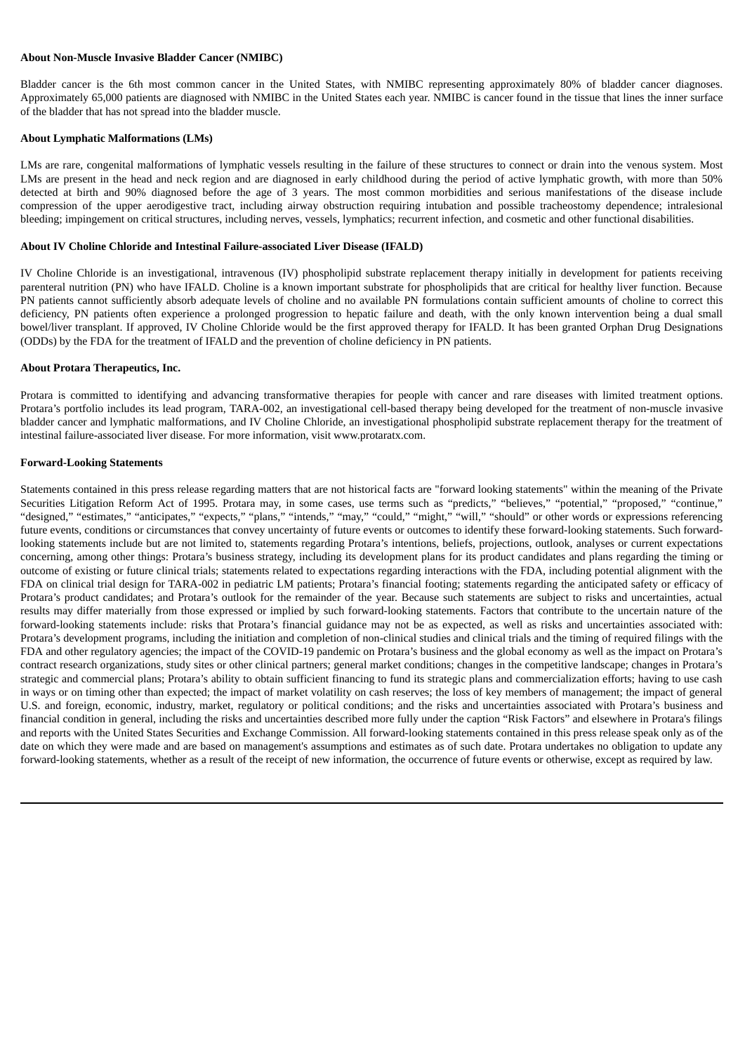**About Non-Muscle Invasive Bladder Cancer (NMIBC)**

Bladder cancer is the 6th most common cancer in the United States, with NMIBC representing approximately 80% of bladder cancer diagnoses. Approximately 65,000 patients are diagnosed with NMIBC in the United States each year. NMIBC is cancer found in the tissue that lines the inner surface of the bladder that has not spread into the bladder muscle.

**About Lymphatic Malformations (LMs)**

LMs are rare, congenital malformations of lymphatic vessels resulting in the failure of these structures to connect or drain into the venous system. Most LMs are present in the head and neck region and are diagnosed in early childhood during the period of active lymphatic growth, with more than 50% detected at birth and 90% diagnosed before the age of 3 years. The most common morbidities and serious manifestations of the disease include compression of the upper aerodigestive tract, including airway obstruction requiring intubation and possible tracheostomy dependence; intralesional bleeding; impingement on critical structures, including nerves, vessels, lymphatics; recurrent infection, and cosmetic and other functional disabilities.

**About IV Choline Chloride and Intestinal Failure-associated Liver Disease (IFALD)**

IV Choline Chloride is an investigational, intravenous (IV) phospholipid substrate replacement therapy initially in development for patients receiving parenteral nutrition (PN) who have IFALD. Choline is a known important substrate for phospholipids that are critical for healthy liver function. Because PN patients cannot sufficiently absorb adequate levels of choline and no available PN formulations contain sufficient amounts of choline to correct this deficiency, PN patients often experience a prolonged progression to hepatic failure and death, with the only known intervention being a dual small bowel/liver transplant. If approved, IV Choline Chloride would be the first approved therapy for IFALD. It has been granted Orphan Drug Designations (ODDs) by the FDA for the treatment of IFALD and the prevention of choline deficiency in PN patients.

**About Protara Therapeutics, Inc.**

Protara is committed to identifying and advancing transformative therapies for people with cancer and rare diseases with limited treatment options. Protara's portfolio includes its lead program, TARA-002, an investigational cell-based therapy being developed for the treatment of non-muscle invasive bladder cancer and lymphatic malformations, and IV Choline Chloride, an investigational phospholipid substrate replacement therapy for the treatment of intestinal failure-associated liver disease. For more information, visit www.protaratx.com.

**Forward-Looking Statements**

Statements contained in this press release regarding matters that are not historical facts are "forward looking statements" within the meaning of the Private Securities Litigation Reform Act of 1995. Protara may, in some cases, use terms such as "predicts," "believes," "potential," "proposed," "continue," "designed," "estimates," "anticipates," "expects," "plans," "intends," "may," "could," "might," "will," "should" or other words or expressions referencing future events, conditions or circumstances that convey uncertainty of future events or outcomes to identify these forward-looking statements. Such forward-looking statements include but are not limited to, statements regarding Protara's intentions, beliefs, projections, outlook, analyses or current expectations concerning, among other things: Protara's business strategy, including its development plans for its product candidates and plans regarding the timing or outcome of existing or future clinical trials; statements related to expectations regarding interactions with the FDA, including potential alignment with the FDA on clinical trial design for TARA-002 in pediatric LM patients; Protara's financial footing; statements regarding the anticipated safety or efficacy of Protara's product candidates; and Protara's outlook for the remainder of the year. Because such statements are subject to risks and uncertainties, actual results may differ materially from those expressed or implied by such forward-looking statements. Factors that contribute to the uncertain nature of the forward-looking statements include: risks that Protara's financial guidance may not be as expected, as well as risks and uncertainties associated with: Protara's development programs, including the initiation and completion of non-clinical studies and clinical trials and the timing of required filings with the FDA and other regulatory agencies; the impact of the COVID-19 pandemic on Protara's business and the global economy as well as the impact on Protara's contract research organizations, study sites or other clinical partners; general market conditions; changes in the competitive landscape; changes in Protara's strategic and commercial plans; Protara's ability to obtain sufficient financing to fund its strategic plans and commercialization efforts; having to use cash in ways or on timing other than expected; the impact of market volatility on cash reserves; the loss of key members of management; the impact of general U.S. and foreign, economic, industry, market, regulatory or political conditions; and the risks and uncertainties associated with Protara's business and financial condition in general, including the risks and uncertainties described more fully under the caption "Risk Factors" and elsewhere in Protara's filings and reports with the United States Securities and Exchange Commission. All forward-looking statements contained in this press release speak only as of the date on which they were made and are based on management's assumptions and estimates as of such date. Protara undertakes no obligation to update any forward-looking statements, whether as a result of the receipt of new information, the occurrence of future events or otherwise, except as required by law.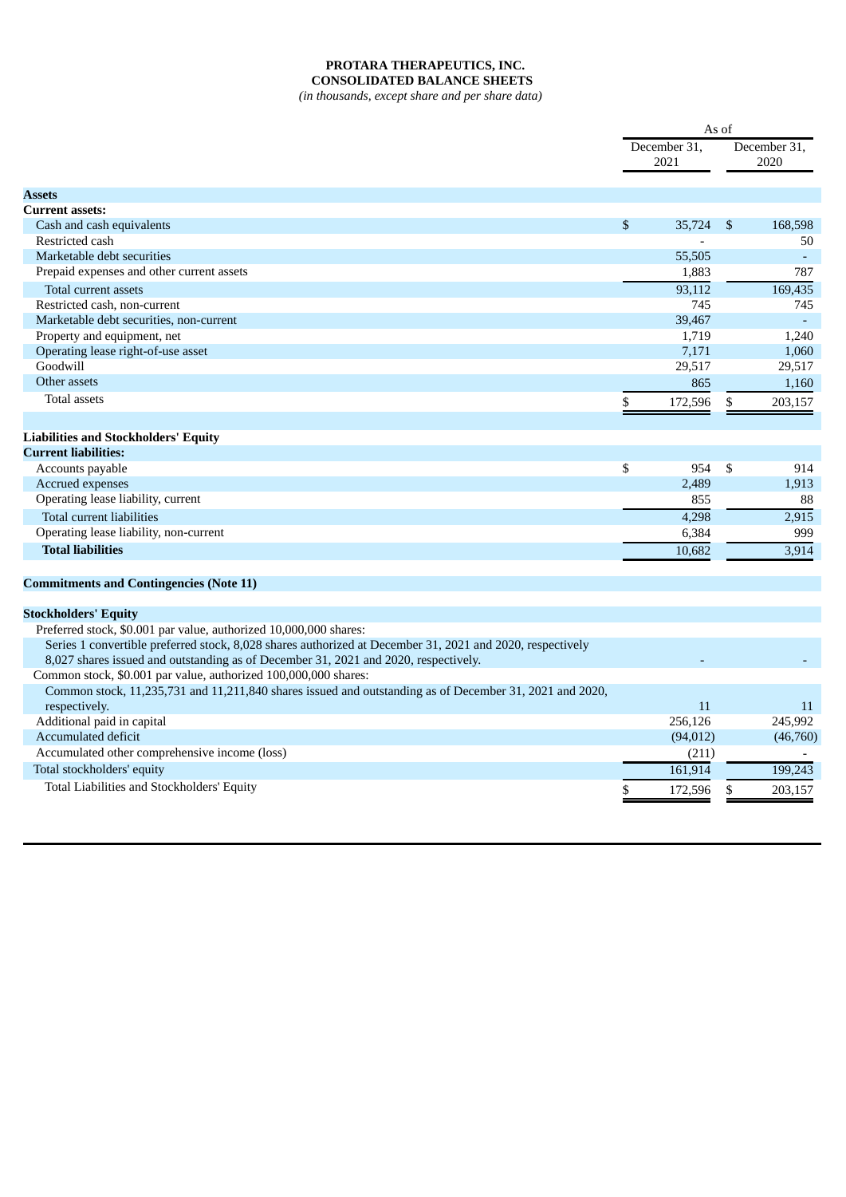**PROTARA THERAPEUTICS, INC.**
**CONSOLIDATED BALANCE SHEETS**
*(in thousands, except share and per share data)*

| | As of | |
|---|---|---|
| | December 31, 2021 | December 31, 2020 |
| **Assets** | | |
| **Current assets:** | | |
| Cash and cash equivalents | $ 35,724 | $ 168,598 |
| Restricted cash | - | 50 |
| Marketable debt securities | 55,505 | - |
| Prepaid expenses and other current assets | 1,883 | 787 |
| Total current assets | 93,112 | 169,435 |
| Restricted cash, non-current | 745 | 745 |
| Marketable debt securities, non-current | 39,467 | - |
| Property and equipment, net | 1,719 | 1,240 |
| Operating lease right-of-use asset | 7,171 | 1,060 |
| Goodwill | 29,517 | 29,517 |
| Other assets | 865 | 1,160 |
| Total assets | $ 172,596 | $ 203,157 |
| | | |
| **Liabilities and Stockholders' Equity** | | |
| **Current liabilities:** | | |
| Accounts payable | $ 954 | $ 914 |
| Accrued expenses | 2,489 | 1,913 |
| Operating lease liability, current | 855 | 88 |
| Total current liabilities | 4,298 | 2,915 |
| Operating lease liability, non-current | 6,384 | 999 |
| **Total liabilities** | 10,682 | 3,914 |
| | | |
| **Commitments and Contingencies (Note 11)** | | |
| | | |
| **Stockholders' Equity** | | |
| Preferred stock, $0.001 par value, authorized 10,000,000 shares: | | |
| Series 1 convertible preferred stock, 8,028 shares authorized at December 31, 2021 and 2020, respectively 8,027 shares issued and outstanding as of December 31, 2021 and 2020, respectively. | - | - |
| Common stock, $0.001 par value, authorized 100,000,000 shares: | | |
| Common stock, 11,235,731 and 11,211,840 shares issued and outstanding as of December 31, 2021 and 2020, respectively. | 11 | 11 |
| Additional paid in capital | 256,126 | 245,992 |
| Accumulated deficit | (94,012) | (46,760) |
| Accumulated other comprehensive income (loss) | (211) | - |
| Total stockholders' equity | 161,914 | 199,243 |
| Total Liabilities and Stockholders' Equity | $ 172,596 | $ 203,157 |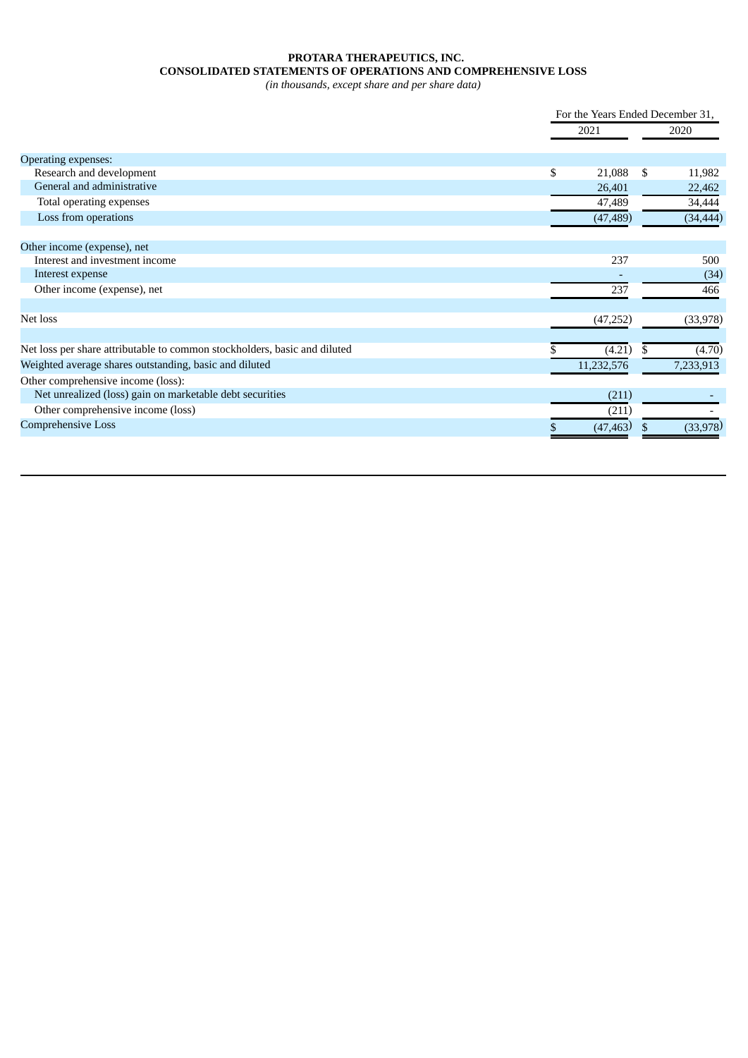**PROTARA THERAPEUTICS, INC.**
**CONSOLIDATED STATEMENTS OF OPERATIONS AND COMPREHENSIVE LOSS**
*(in thousands, except share and per share data)*

| | For the Years Ended December 31, | |
|---|---|---|
| | 2021 | 2020 |
| Operating expenses: | | |
| Research and development | $ 21,088 | $ 11,982 |
| General and administrative | 26,401 | 22,462 |
| Total operating expenses | 47,489 | 34,444 |
| Loss from operations | (47,489) | (34,444) |
| Other income (expense), net | | |
| Interest and investment income | 237 | 500 |
| Interest expense | - | (34) |
| Other income (expense), net | 237 | 466 |
| Net loss | (47,252) | (33,978) |
| Net loss per share attributable to common stockholders, basic and diluted | $ (4.21) | $ (4.70) |
| Weighted average shares outstanding, basic and diluted | 11,232,576 | 7,233,913 |
| Other comprehensive income (loss): | | |
| Net unrealized (loss) gain on marketable debt securities | (211) | - |
| Other comprehensive income (loss) | (211) | - |
| Comprehensive Loss | $ (47,463) | $ (33,978) |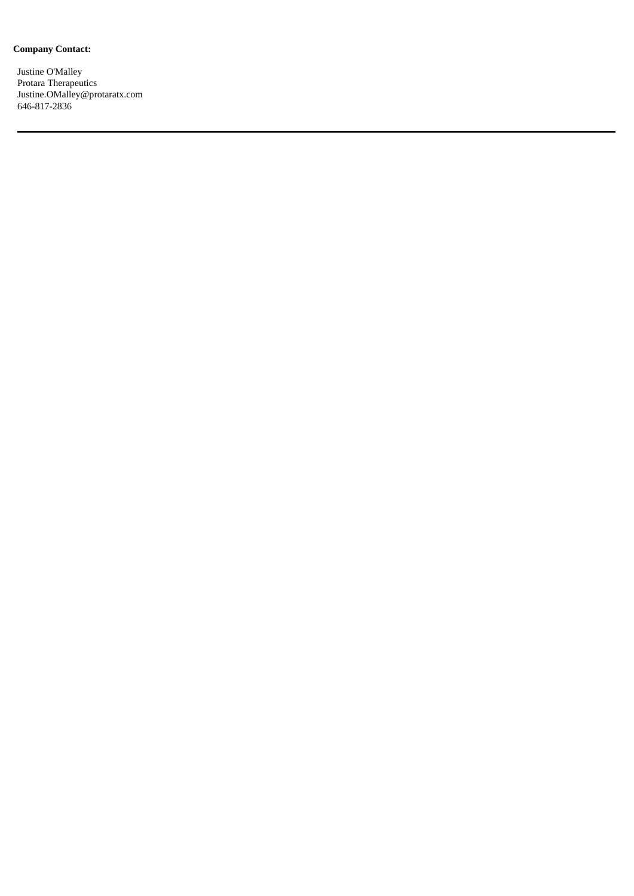**Company Contact:**

Justine O'Malley
Protara Therapeutics
Justine.OMalley@protaratx.com
646-817-2836

---